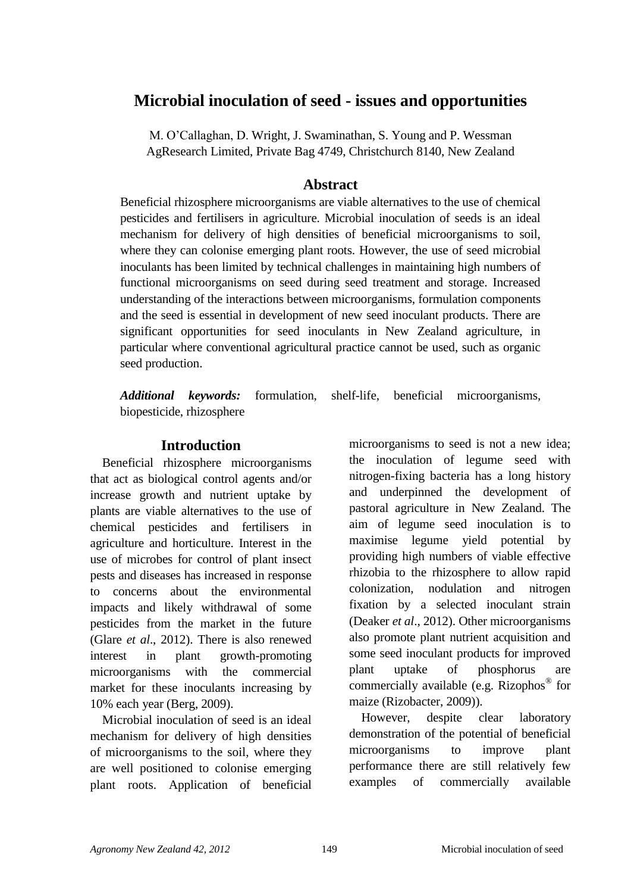# Microbial inoculation of seed - issues and opportunities

M. O'Callaghan, D. Wright, J. Swaminathan, S. Young and P. Wessman
AgResearch Limited, Private Bag 4749, Christchurch 8140, New Zealand

## Abstract

Beneficial rhizosphere microorganisms are viable alternatives to the use of chemical pesticides and fertilisers in agriculture. Microbial inoculation of seeds is an ideal mechanism for delivery of high densities of beneficial microorganisms to soil, where they can colonise emerging plant roots. However, the use of seed microbial inoculants has been limited by technical challenges in maintaining high numbers of functional microorganisms on seed during seed treatment and storage. Increased understanding of the interactions between microorganisms, formulation components and the seed is essential in development of new seed inoculant products. There are significant opportunities for seed inoculants in New Zealand agriculture, in particular where conventional agricultural practice cannot be used, such as organic seed production.

***Additional keywords:*** formulation, shelf-life, beneficial microorganisms, biopesticide, rhizosphere

## Introduction

Beneficial rhizosphere microorganisms that act as biological control agents and/or increase growth and nutrient uptake by plants are viable alternatives to the use of chemical pesticides and fertilisers in agriculture and horticulture. Interest in the use of microbes for control of plant insect pests and diseases has increased in response to concerns about the environmental impacts and likely withdrawal of some pesticides from the market in the future (Glare *et al*., 2012). There is also renewed interest in plant growth-promoting microorganisms with the commercial market for these inoculants increasing by 10% each year (Berg, 2009).

Microbial inoculation of seed is an ideal mechanism for delivery of high densities of microorganisms to the soil, where they are well positioned to colonise emerging plant roots. Application of beneficial microorganisms to seed is not a new idea; the inoculation of legume seed with nitrogen-fixing bacteria has a long history and underpinned the development of pastoral agriculture in New Zealand. The aim of legume seed inoculation is to maximise legume yield potential by providing high numbers of viable effective rhizobia to the rhizosphere to allow rapid colonization, nodulation and nitrogen fixation by a selected inoculant strain (Deaker *et al*., 2012). Other microorganisms also promote plant nutrient acquisition and some seed inoculant products for improved plant uptake of phosphorus are commercially available (e.g. Rizophos® for maize (Rizobacter, 2009)).

However, despite clear laboratory demonstration of the potential of beneficial microorganisms to improve plant performance there are still relatively few examples of commercially available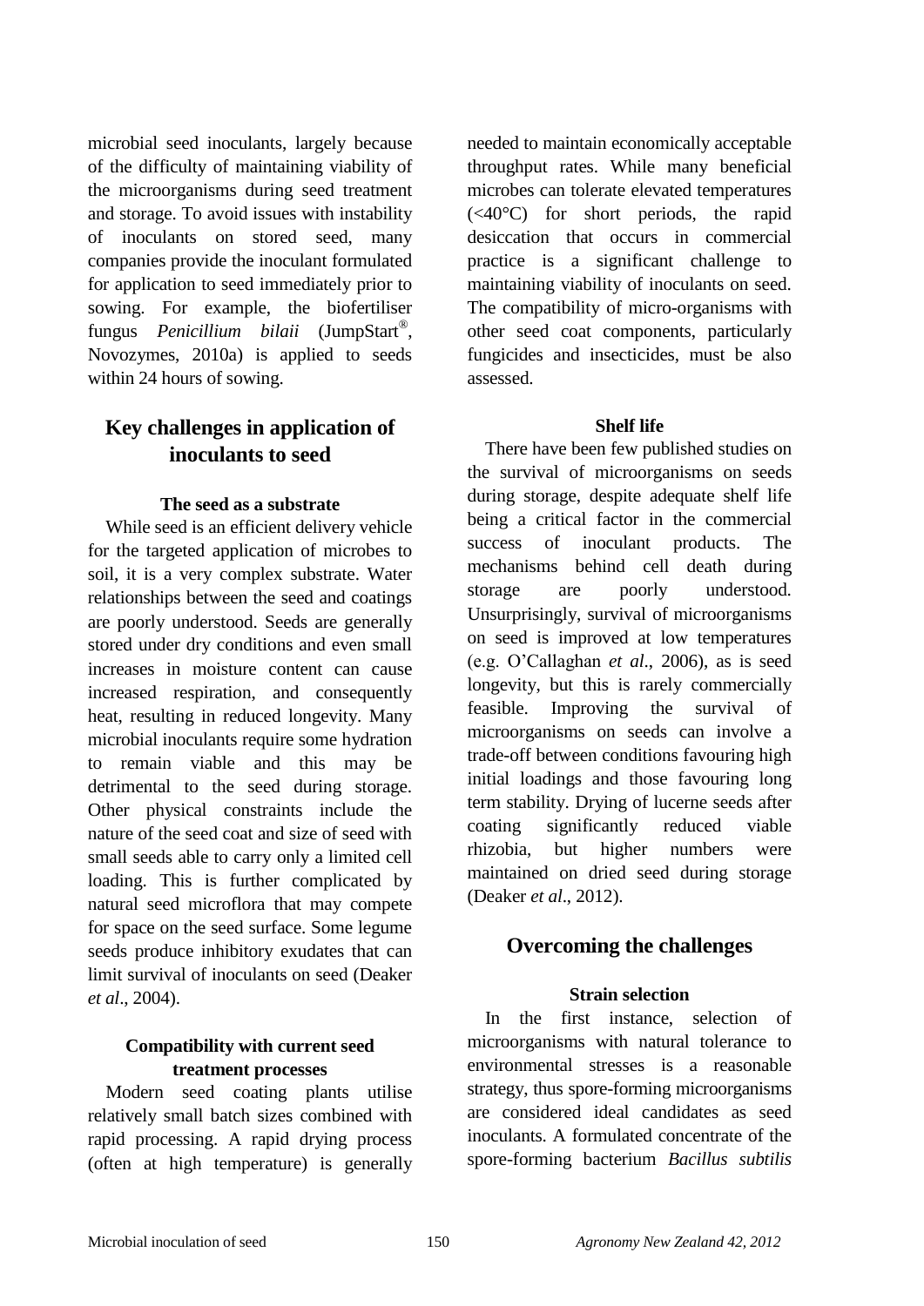microbial seed inoculants, largely because of the difficulty of maintaining viability of the microorganisms during seed treatment and storage. To avoid issues with instability of inoculants on stored seed, many companies provide the inoculant formulated for application to seed immediately prior to sowing. For example, the biofertiliser fungus *Penicillium bilaii* (JumpStart®, Novozymes, 2010a) is applied to seeds within 24 hours of sowing.

## Key challenges in application of inoculants to seed

### The seed as a substrate

While seed is an efficient delivery vehicle for the targeted application of microbes to soil, it is a very complex substrate. Water relationships between the seed and coatings are poorly understood. Seeds are generally stored under dry conditions and even small increases in moisture content can cause increased respiration, and consequently heat, resulting in reduced longevity. Many microbial inoculants require some hydration to remain viable and this may be detrimental to the seed during storage. Other physical constraints include the nature of the seed coat and size of seed with small seeds able to carry only a limited cell loading. This is further complicated by natural seed microflora that may compete for space on the seed surface. Some legume seeds produce inhibitory exudates that can limit survival of inoculants on seed (Deaker *et al*., 2004).

### Compatibility with current seed treatment processes

Modern seed coating plants utilise relatively small batch sizes combined with rapid processing. A rapid drying process (often at high temperature) is generally needed to maintain economically acceptable throughput rates. While many beneficial microbes can tolerate elevated temperatures (<40°C) for short periods, the rapid desiccation that occurs in commercial practice is a significant challenge to maintaining viability of inoculants on seed. The compatibility of micro-organisms with other seed coat components, particularly fungicides and insecticides, must be also assessed.

### Shelf life

There have been few published studies on the survival of microorganisms on seeds during storage, despite adequate shelf life being a critical factor in the commercial success of inoculant products. The mechanisms behind cell death during storage are poorly understood. Unsurprisingly, survival of microorganisms on seed is improved at low temperatures (e.g. O'Callaghan *et al*., 2006), as is seed longevity, but this is rarely commercially feasible. Improving the survival of microorganisms on seeds can involve a trade-off between conditions favouring high initial loadings and those favouring long term stability. Drying of lucerne seeds after coating significantly reduced viable rhizobia, but higher numbers were maintained on dried seed during storage (Deaker *et al*., 2012).

## Overcoming the challenges

### Strain selection

In the first instance, selection of microorganisms with natural tolerance to environmental stresses is a reasonable strategy, thus spore-forming microorganisms are considered ideal candidates as seed inoculants. A formulated concentrate of the spore-forming bacterium *Bacillus subtilis*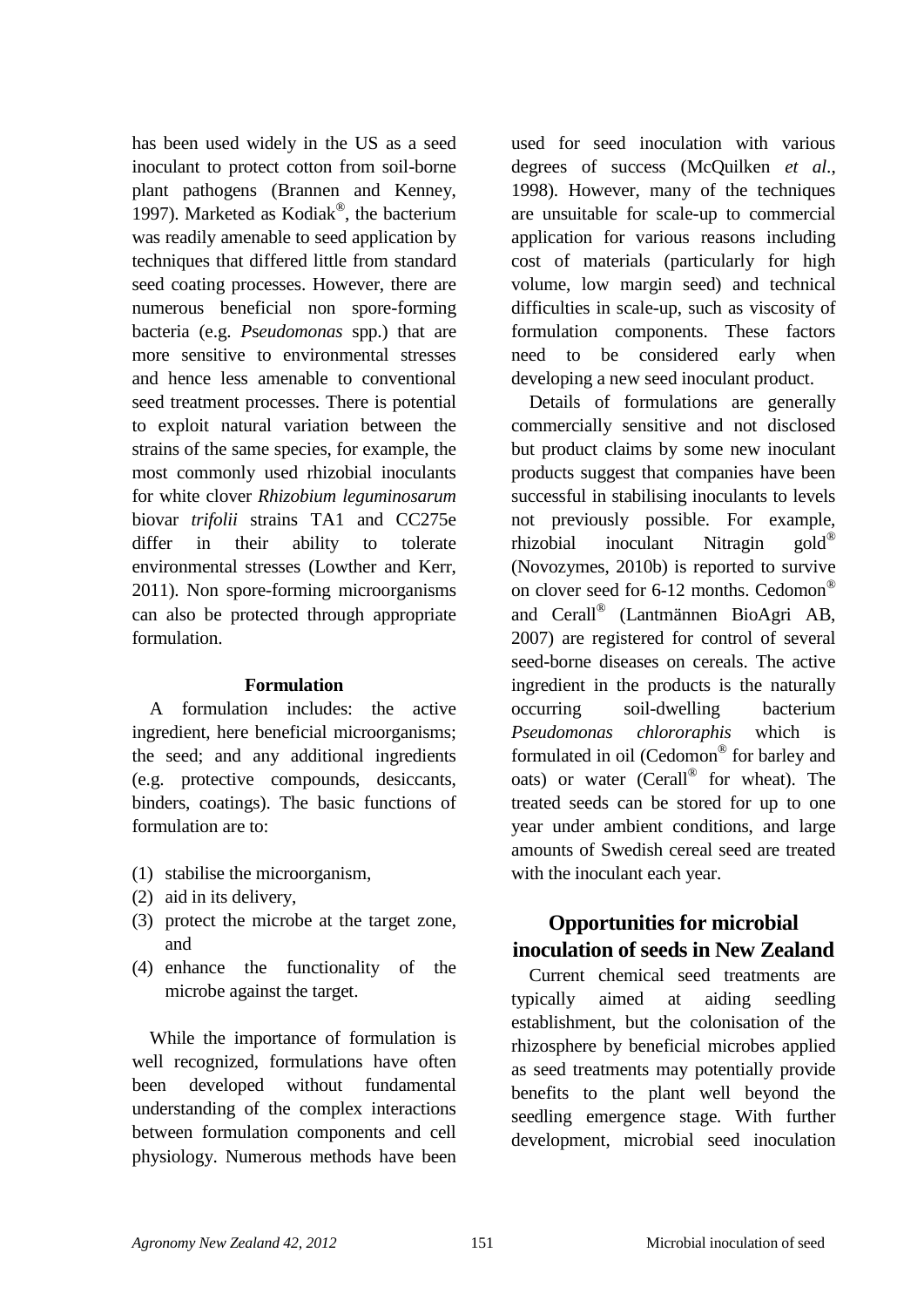has been used widely in the US as a seed inoculant to protect cotton from soil-borne plant pathogens (Brannen and Kenney, 1997). Marketed as Kodiak®, the bacterium was readily amenable to seed application by techniques that differed little from standard seed coating processes. However, there are numerous beneficial non spore-forming bacteria (e.g. *Pseudomonas* spp.) that are more sensitive to environmental stresses and hence less amenable to conventional seed treatment processes. There is potential to exploit natural variation between the strains of the same species, for example, the most commonly used rhizobial inoculants for white clover *Rhizobium leguminosarum* biovar *trifolii* strains TA1 and CC275e differ in their ability to tolerate environmental stresses (Lowther and Kerr, 2011). Non spore-forming microorganisms can also be protected through appropriate formulation.

### Formulation

A formulation includes: the active ingredient, here beneficial microorganisms; the seed; and any additional ingredients (e.g. protective compounds, desiccants, binders, coatings). The basic functions of formulation are to:

1. stabilise the microorganism,
2. aid in its delivery,
3. protect the microbe at the target zone, and
4. enhance the functionality of the microbe against the target.

While the importance of formulation is well recognized, formulations have often been developed without fundamental understanding of the complex interactions between formulation components and cell physiology. Numerous methods have been used for seed inoculation with various degrees of success (McQuilken *et al*., 1998). However, many of the techniques are unsuitable for scale-up to commercial application for various reasons including cost of materials (particularly for high volume, low margin seed) and technical difficulties in scale-up, such as viscosity of formulation components. These factors need to be considered early when developing a new seed inoculant product.

Details of formulations are generally commercially sensitive and not disclosed but product claims by some new inoculant products suggest that companies have been successful in stabilising inoculants to levels not previously possible. For example, rhizobial inoculant Nitragin gold® (Novozymes, 2010b) is reported to survive on clover seed for 6-12 months. Cedomon® and Cerall® (Lantmännen BioAgri AB, 2007) are registered for control of several seed-borne diseases on cereals. The active ingredient in the products is the naturally occurring soil-dwelling bacterium *Pseudomonas chlororaphis* which is formulated in oil (Cedomon® for barley and oats) or water (Cerall® for wheat). The treated seeds can be stored for up to one year under ambient conditions, and large amounts of Swedish cereal seed are treated with the inoculant each year.

## Opportunities for microbial inoculation of seeds in New Zealand

Current chemical seed treatments are typically aimed at aiding seedling establishment, but the colonisation of the rhizosphere by beneficial microbes applied as seed treatments may potentially provide benefits to the plant well beyond the seedling emergence stage. With further development, microbial seed inoculation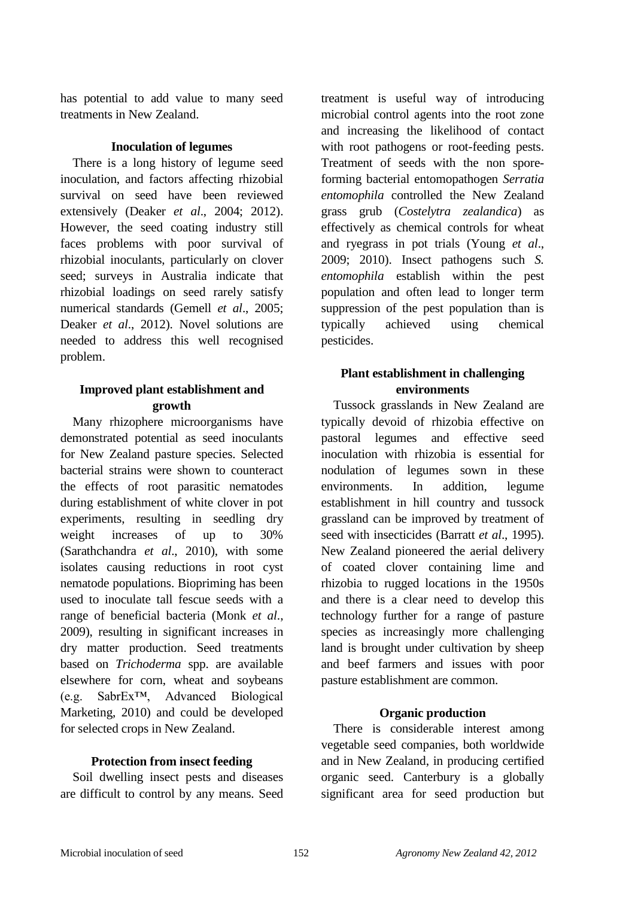has potential to add value to many seed treatments in New Zealand.

### Inoculation of legumes

There is a long history of legume seed inoculation, and factors affecting rhizobial survival on seed have been reviewed extensively (Deaker *et al*., 2004; 2012). However, the seed coating industry still faces problems with poor survival of rhizobial inoculants, particularly on clover seed; surveys in Australia indicate that rhizobial loadings on seed rarely satisfy numerical standards (Gemell *et al*., 2005; Deaker *et al*., 2012). Novel solutions are needed to address this well recognised problem.

### Improved plant establishment and growth

Many rhizophere microorganisms have demonstrated potential as seed inoculants for New Zealand pasture species. Selected bacterial strains were shown to counteract the effects of root parasitic nematodes during establishment of white clover in pot experiments, resulting in seedling dry weight increases of up to 30% (Sarathchandra *et al*., 2010), with some isolates causing reductions in root cyst nematode populations. Biopriming has been used to inoculate tall fescue seeds with a range of beneficial bacteria (Monk *et al*., 2009), resulting in significant increases in dry matter production. Seed treatments based on *Trichoderma* spp. are available elsewhere for corn, wheat and soybeans (e.g. SabrEx™, Advanced Biological Marketing, 2010) and could be developed for selected crops in New Zealand.

### Protection from insect feeding

Soil dwelling insect pests and diseases are difficult to control by any means. Seed treatment is useful way of introducing microbial control agents into the root zone and increasing the likelihood of contact with root pathogens or root-feeding pests. Treatment of seeds with the non spore-forming bacterial entomopathogen *Serratia entomophila* controlled the New Zealand grass grub (*Costelytra zealandica*) as effectively as chemical controls for wheat and ryegrass in pot trials (Young *et al*., 2009; 2010). Insect pathogens such *S. entomophila* establish within the pest population and often lead to longer term suppression of the pest population than is typically achieved using chemical pesticides.

### Plant establishment in challenging environments

Tussock grasslands in New Zealand are typically devoid of rhizobia effective on pastoral legumes and effective seed inoculation with rhizobia is essential for nodulation of legumes sown in these environments. In addition, legume establishment in hill country and tussock grassland can be improved by treatment of seed with insecticides (Barratt *et al*., 1995). New Zealand pioneered the aerial delivery of coated clover containing lime and rhizobia to rugged locations in the 1950s and there is a clear need to develop this technology further for a range of pasture species as increasingly more challenging land is brought under cultivation by sheep and beef farmers and issues with poor pasture establishment are common.

### Organic production

There is considerable interest among vegetable seed companies, both worldwide and in New Zealand, in producing certified organic seed. Canterbury is a globally significant area for seed production but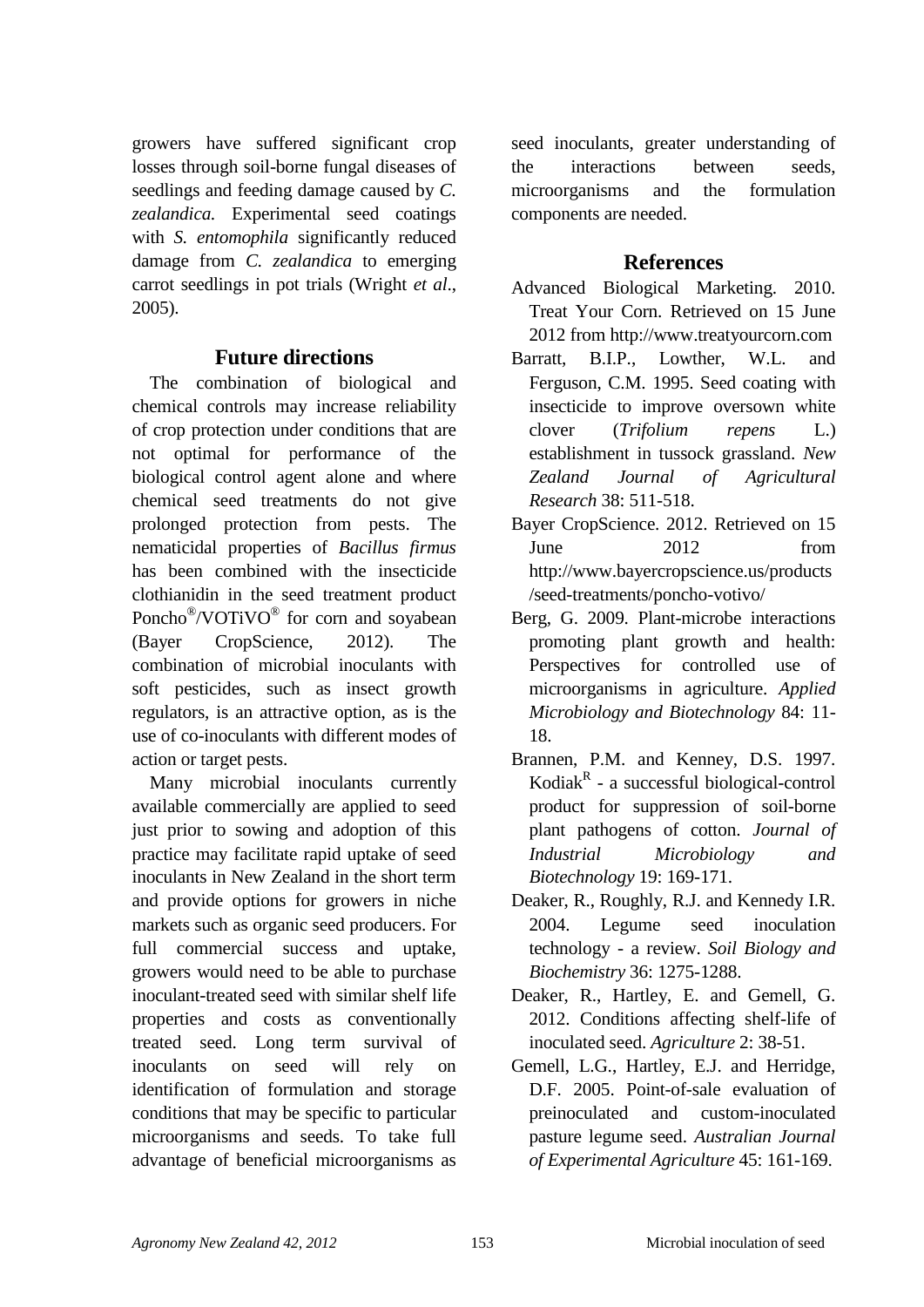growers have suffered significant crop losses through soil-borne fungal diseases of seedlings and feeding damage caused by *C. zealandica.* Experimental seed coatings with *S. entomophila* significantly reduced damage from *C. zealandica* to emerging carrot seedlings in pot trials (Wright *et al*., 2005).

## Future directions

The combination of biological and chemical controls may increase reliability of crop protection under conditions that are not optimal for performance of the biological control agent alone and where chemical seed treatments do not give prolonged protection from pests. The nematicidal properties of *Bacillus firmus* has been combined with the insecticide clothianidin in the seed treatment product Poncho®/VOTiVO® for corn and soyabean (Bayer CropScience, 2012). The combination of microbial inoculants with soft pesticides, such as insect growth regulators, is an attractive option, as is the use of co-inoculants with different modes of action or target pests.

Many microbial inoculants currently available commercially are applied to seed just prior to sowing and adoption of this practice may facilitate rapid uptake of seed inoculants in New Zealand in the short term and provide options for growers in niche markets such as organic seed producers. For full commercial success and uptake, growers would need to be able to purchase inoculant-treated seed with similar shelf life properties and costs as conventionally treated seed. Long term survival of inoculants on seed will rely on identification of formulation and storage conditions that may be specific to particular microorganisms and seeds. To take full advantage of beneficial microorganisms as seed inoculants, greater understanding of the interactions between seeds, microorganisms and the formulation components are needed.

## References

Advanced Biological Marketing. 2010. Treat Your Corn. Retrieved on 15 June 2012 from http://www.treatyourcorn.com

Barratt, B.I.P., Lowther, W.L. and Ferguson, C.M. 1995. Seed coating with insecticide to improve oversown white clover (*Trifolium repens* L.) establishment in tussock grassland. *New Zealand Journal of Agricultural Research* 38: 511-518.

Bayer CropScience. 2012. Retrieved on 15 June 2012 from http://www.bayercropscience.us/products/seed-treatments/poncho-votivo/

Berg, G. 2009. Plant-microbe interactions promoting plant growth and health: Perspectives for controlled use of microorganisms in agriculture. *Applied Microbiology and Biotechnology* 84: 11-18.

Brannen, P.M. and Kenney, D.S. 1997. Kodiak^R - a successful biological-control product for suppression of soil-borne plant pathogens of cotton. *Journal of Industrial Microbiology and Biotechnology* 19: 169-171.

Deaker, R., Roughly, R.J. and Kennedy I.R. 2004. Legume seed inoculation technology - a review. *Soil Biology and Biochemistry* 36: 1275-1288.

Deaker, R., Hartley, E. and Gemell, G. 2012. Conditions affecting shelf-life of inoculated seed. *Agriculture* 2: 38-51.

Gemell, L.G., Hartley, E.J. and Herridge, D.F. 2005. Point-of-sale evaluation of preinoculated and custom-inoculated pasture legume seed. *Australian Journal of Experimental Agriculture* 45: 161-169.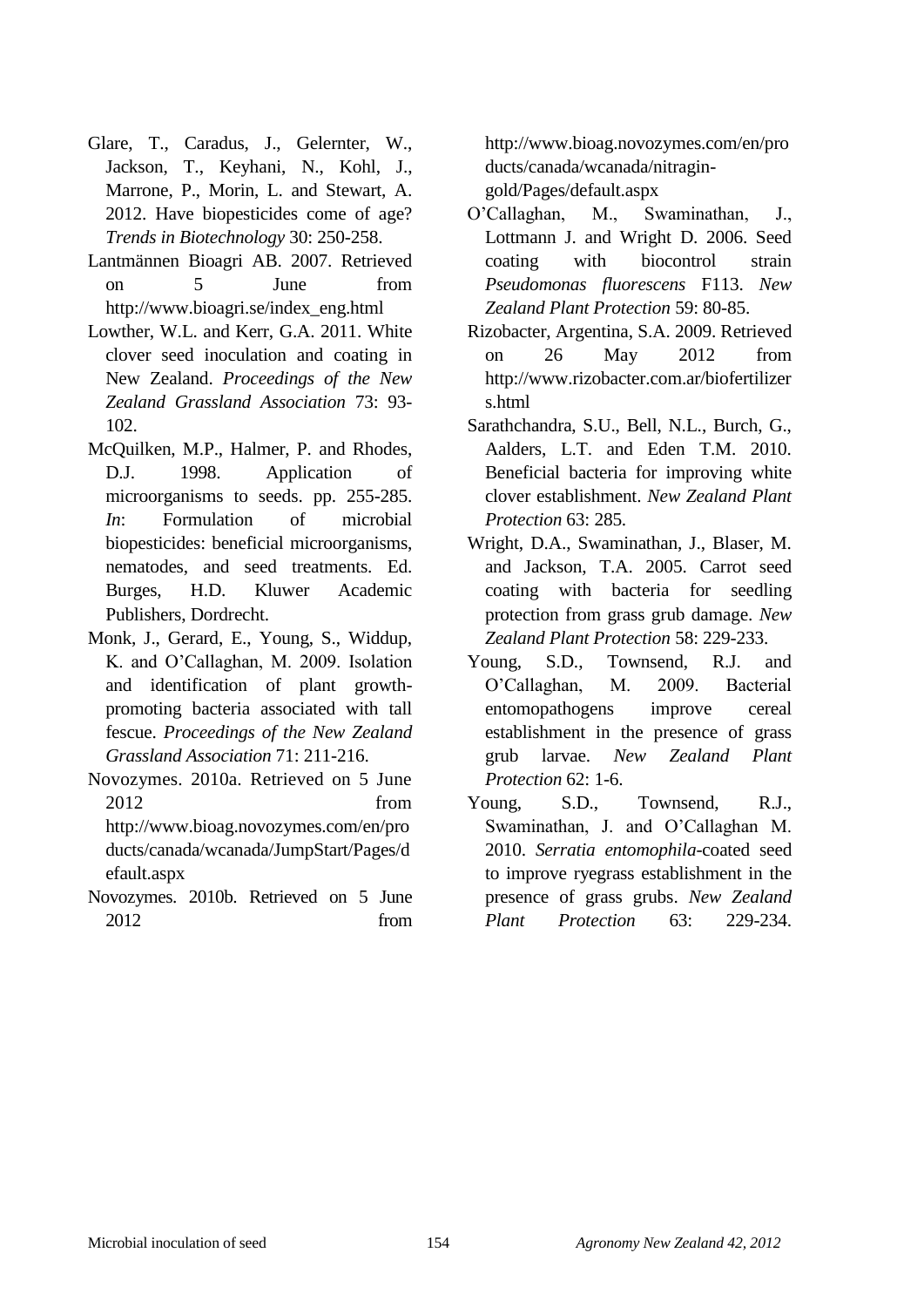Glare, T., Caradus, J., Gelernter, W., Jackson, T., Keyhani, N., Kohl, J., Marrone, P., Morin, L. and Stewart, A. 2012. Have biopesticides come of age? *Trends in Biotechnology* 30: 250-258.

Lantmännen Bioagri AB. 2007. Retrieved on 5 June from http://www.bioagri.se/index_eng.html

Lowther, W.L. and Kerr, G.A. 2011. White clover seed inoculation and coating in New Zealand. *Proceedings of the New Zealand Grassland Association* 73: 93-102.

McQuilken, M.P., Halmer, P. and Rhodes, D.J. 1998. Application of microorganisms to seeds. pp. 255-285. *In*: Formulation of microbial biopesticides: beneficial microorganisms, nematodes, and seed treatments. Ed. Burges, H.D. Kluwer Academic Publishers, Dordrecht.

Monk, J., Gerard, E., Young, S., Widdup, K. and O'Callaghan, M. 2009. Isolation and identification of plant growth-promoting bacteria associated with tall fescue. *Proceedings of the New Zealand Grassland Association* 71: 211-216.

Novozymes. 2010a. Retrieved on 5 June 2012 from http://www.bioag.novozymes.com/en/products/canada/wcanada/JumpStart/Pages/default.aspx

Novozymes. 2010b. Retrieved on 5 June 2012 from http://www.bioag.novozymes.com/en/products/canada/wcanada/nitragin-gold/Pages/default.aspx

O'Callaghan, M., Swaminathan, J., Lottmann J. and Wright D. 2006. Seed coating with biocontrol strain *Pseudomonas fluorescens* F113. *New Zealand Plant Protection* 59: 80-85.

Rizobacter, Argentina, S.A. 2009. Retrieved on 26 May 2012 from http://www.rizobacter.com.ar/biofertilizers.html

Sarathchandra, S.U., Bell, N.L., Burch, G., Aalders, L.T. and Eden T.M. 2010. Beneficial bacteria for improving white clover establishment. *New Zealand Plant Protection* 63: 285.

Wright, D.A., Swaminathan, J., Blaser, M. and Jackson, T.A. 2005. Carrot seed coating with bacteria for seedling protection from grass grub damage. *New Zealand Plant Protection* 58: 229-233.

Young, S.D., Townsend, R.J. and O'Callaghan, M. 2009. Bacterial entomopathogens improve cereal establishment in the presence of grass grub larvae. *New Zealand Plant Protection* 62: 1-6.

Young, S.D., Townsend, R.J., Swaminathan, J. and O'Callaghan M. 2010. *Serratia entomophila*-coated seed to improve ryegrass establishment in the presence of grass grubs. *New Zealand Plant Protection* 63: 229-234.